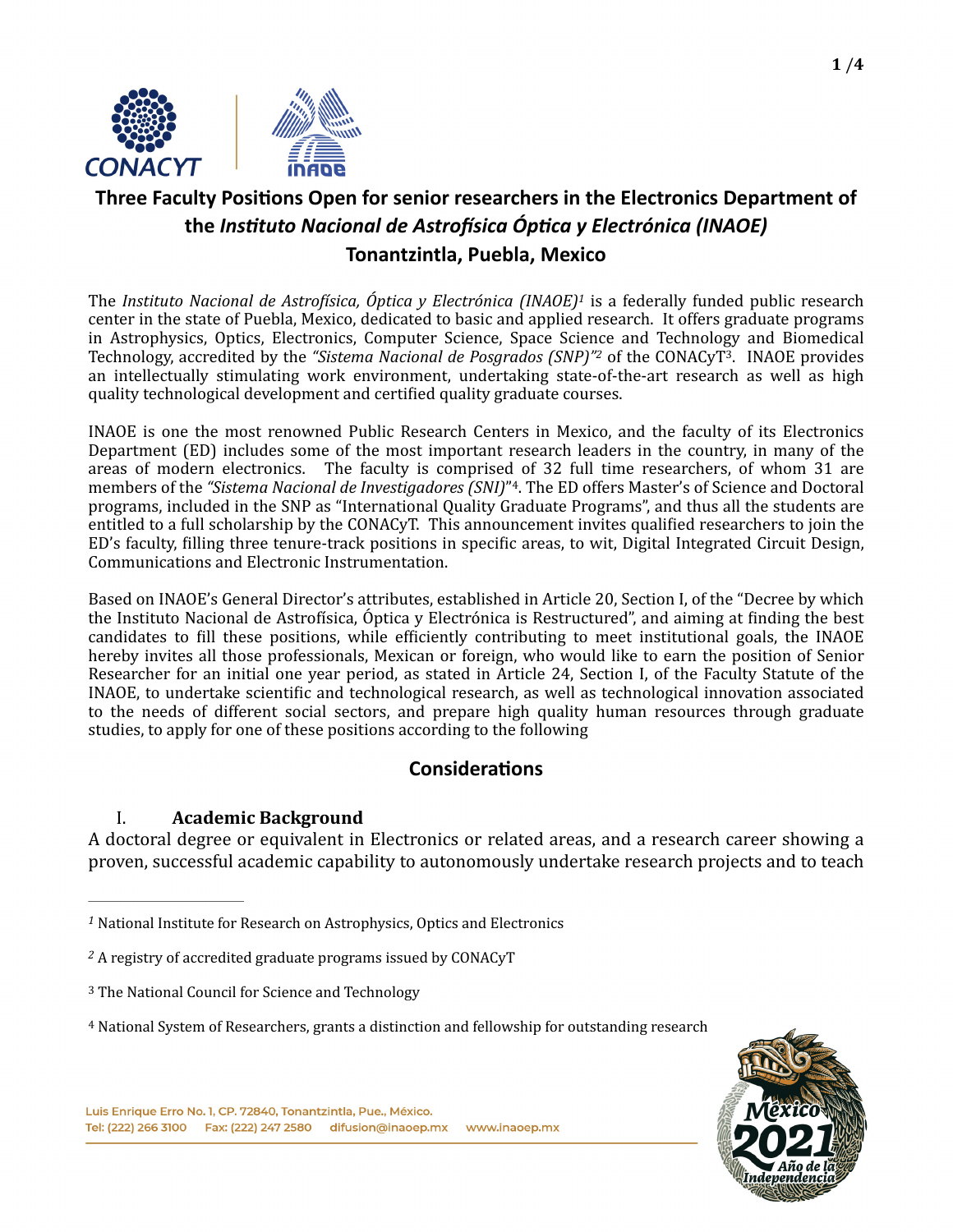# Three Faculty Positions Open for senior researchers in the Electronics Department of the *Instituto Nacional de Astrofísica Óptica y Electrónica (INAOE)*
## Tonantzintla, Puebla, Mexico

The *Instituto Nacional de Astrofísica, Óptica y Electrónica (INAOE)*[1] is a federally funded public research center in the state of Puebla, Mexico, dedicated to basic and applied research. It offers graduate programs in Astrophysics, Optics, Electronics, Computer Science, Space Science and Technology and Biomedical Technology, accredited by the *"Sistema Nacional de Posgrados (SNP)"*[2] of the CONACyT[3]. INAOE provides an intellectually stimulating work environment, undertaking state-of-the-art research as well as high quality technological development and certified quality graduate courses.

INAOE is one the most renowned Public Research Centers in Mexico, and the faculty of its Electronics Department (ED) includes some of the most important research leaders in the country, in many of the areas of modern electronics. The faculty is comprised of 32 full time researchers, of whom 31 are members of the *"Sistema Nacional de Investigadores (SNI)"*[4]. The ED offers Master's of Science and Doctoral programs, included in the SNP as "International Quality Graduate Programs", and thus all the students are entitled to a full scholarship by the CONACyT. This announcement invites qualified researchers to join the ED's faculty, filling three tenure-track positions in specific areas, to wit, Digital Integrated Circuit Design, Communications and Electronic Instrumentation.

Based on INAOE's General Director's attributes, established in Article 20, Section I, of the "Decree by which the Instituto Nacional de Astrofísica, Óptica y Electrónica is Restructured", and aiming at finding the best candidates to fill these positions, while efficiently contributing to meet institutional goals, the INAOE hereby invites all those professionals, Mexican or foreign, who would like to earn the position of Senior Researcher for an initial one year period, as stated in Article 24, Section I, of the Faculty Statute of the INAOE, to undertake scientific and technological research, as well as technological innovation associated to the needs of different social sectors, and prepare high quality human resources through graduate studies, to apply for one of these positions according to the following

## Considerations

### I. Academic Background

A doctoral degree or equivalent in Electronics or related areas, and a research career showing a proven, successful academic capability to autonomously undertake research projects and to teach

---

[1] National Institute for Research on Astrophysics, Optics and Electronics

[2] A registry of accredited graduate programs issued by CONACyT

[3] The National Council for Science and Technology

[4] National System of Researchers, grants a distinction and fellowship for outstanding research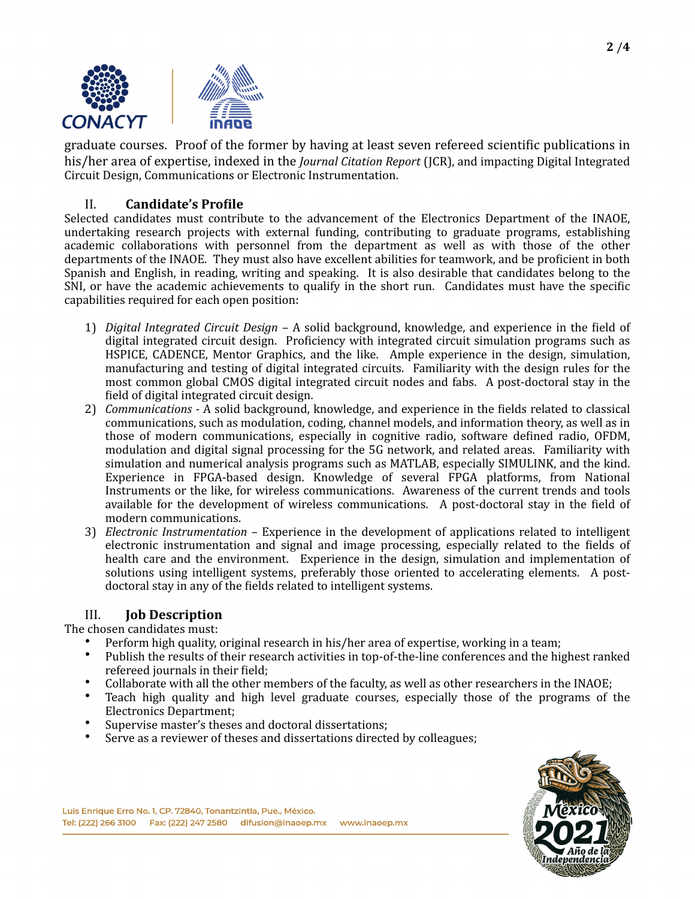graduate courses. Proof of the former by having at least seven refereed scientific publications in his/her area of expertise, indexed in the *Journal Citation Report* (JCR), and impacting Digital Integrated Circuit Design, Communications or Electronic Instrumentation.

## II. Candidate's Profile

Selected candidates must contribute to the advancement of the Electronics Department of the INAOE, undertaking research projects with external funding, contributing to graduate programs, establishing academic collaborations with personnel from the department as well as with those of the other departments of the INAOE. They must also have excellent abilities for teamwork, and be proficient in both Spanish and English, in reading, writing and speaking. It is also desirable that candidates belong to the SNI, or have the academic achievements to qualify in the short run. Candidates must have the specific capabilities required for each open position:

1) *Digital Integrated Circuit Design* – A solid background, knowledge, and experience in the field of digital integrated circuit design. Proficiency with integrated circuit simulation programs such as HSPICE, CADENCE, Mentor Graphics, and the like. Ample experience in the design, simulation, manufacturing and testing of digital integrated circuits. Familiarity with the design rules for the most common global CMOS digital integrated circuit nodes and fabs. A post-doctoral stay in the field of digital integrated circuit design.
2) *Communications* - A solid background, knowledge, and experience in the fields related to classical communications, such as modulation, coding, channel models, and information theory, as well as in those of modern communications, especially in cognitive radio, software defined radio, OFDM, modulation and digital signal processing for the 5G network, and related areas. Familiarity with simulation and numerical analysis programs such as MATLAB, especially SIMULINK, and the kind. Experience in FPGA-based design. Knowledge of several FPGA platforms, from National Instruments or the like, for wireless communications. Awareness of the current trends and tools available for the development of wireless communications. A post-doctoral stay in the field of modern communications.
3) *Electronic Instrumentation* – Experience in the development of applications related to intelligent electronic instrumentation and signal and image processing, especially related to the fields of health care and the environment. Experience in the design, simulation and implementation of solutions using intelligent systems, preferably those oriented to accelerating elements. A post-doctoral stay in any of the fields related to intelligent systems.

## III. Job Description

The chosen candidates must:

- Perform high quality, original research in his/her area of expertise, working in a team;
- Publish the results of their research activities in top-of-the-line conferences and the highest ranked refereed journals in their field;
- Collaborate with all the other members of the faculty, as well as other researchers in the INAOE;
- Teach high quality and high level graduate courses, especially those of the programs of the Electronics Department;
- Supervise master's theses and doctoral dissertations;
- Serve as a reviewer of theses and dissertations directed by colleagues;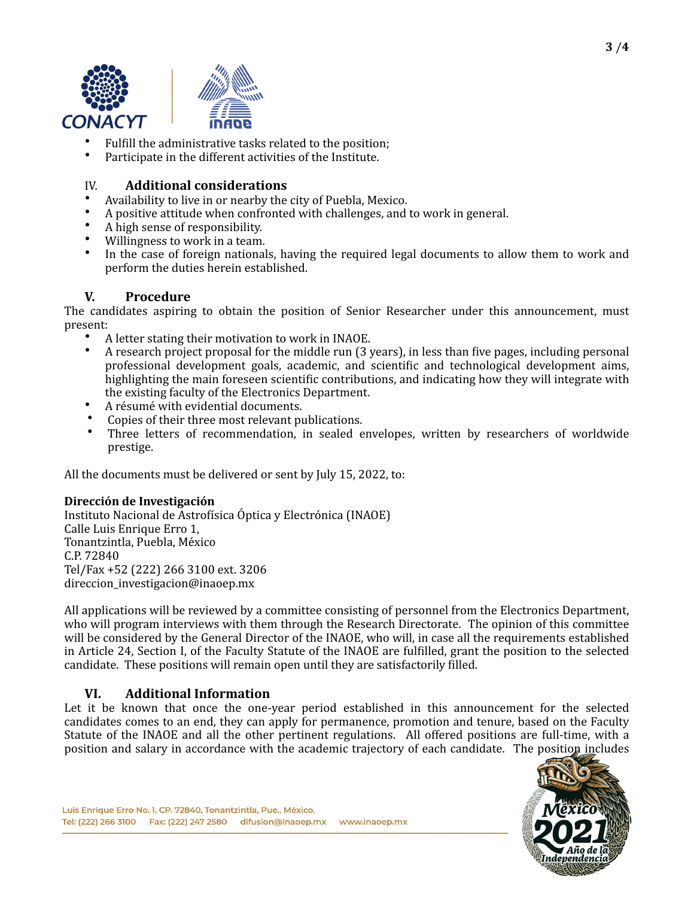- Fulfill the administrative tasks related to the position;
- Participate in the different activities of the Institute.

## IV. Additional considerations

- Availability to live in or nearby the city of Puebla, Mexico.
- A positive attitude when confronted with challenges, and to work in general.
- A high sense of responsibility.
- Willingness to work in a team.
- In the case of foreign nationals, having the required legal documents to allow them to work and perform the duties herein established.

## V. Procedure

The candidates aspiring to obtain the position of Senior Researcher under this announcement, must present:

- A letter stating their motivation to work in INAOE.
- A research project proposal for the middle run (3 years), in less than five pages, including personal professional development goals, academic, and scientific and technological development aims, highlighting the main foreseen scientific contributions, and indicating how they will integrate with the existing faculty of the Electronics Department.
- A résumé with evidential documents.
- Copies of their three most relevant publications.
- Three letters of recommendation, in sealed envelopes, written by researchers of worldwide prestige.

All the documents must be delivered or sent by July 15, 2022, to:

**Dirección de Investigación**
Instituto Nacional de Astrofísica Óptica y Electrónica (INAOE)
Calle Luis Enrique Erro 1,
Tonantzintla, Puebla, México
C.P. 72840
Tel/Fax +52 (222) 266 3100 ext. 3206
direccion_investigacion@inaoep.mx

All applications will be reviewed by a committee consisting of personnel from the Electronics Department, who will program interviews with them through the Research Directorate. The opinion of this committee will be considered by the General Director of the INAOE, who will, in case all the requirements established in Article 24, Section I, of the Faculty Statute of the INAOE are fulfilled, grant the position to the selected candidate. These positions will remain open until they are satisfactorily filled.

## VI. Additional Information

Let it be known that once the one-year period established in this announcement for the selected candidates comes to an end, they can apply for permanence, promotion and tenure, based on the Faculty Statute of the INAOE and all the other pertinent regulations. All offered positions are full-time, with a position and salary in accordance with the academic trajectory of each candidate. The position includes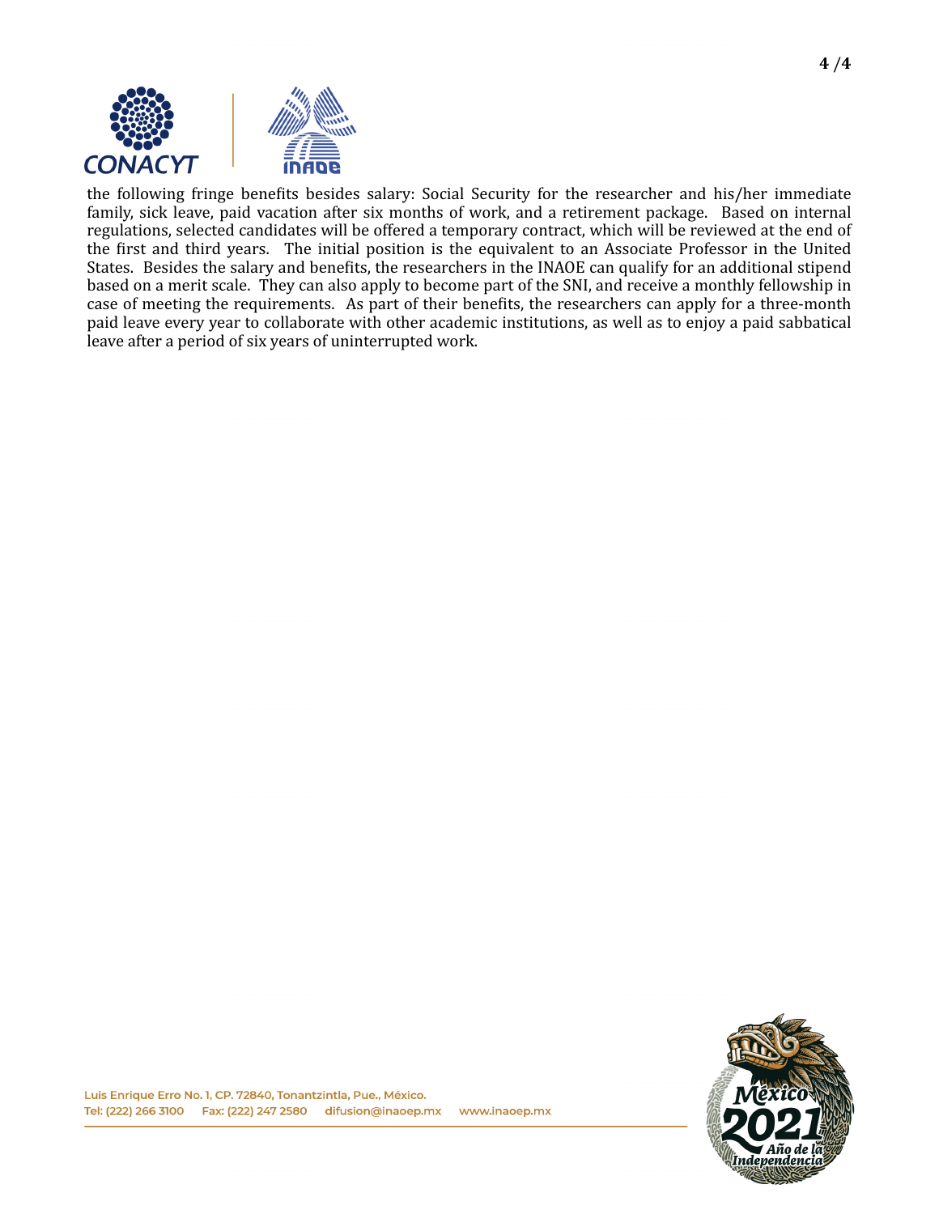the following fringe benefits besides salary: Social Security for the researcher and his/her immediate family, sick leave, paid vacation after six months of work, and a retirement package. Based on internal regulations, selected candidates will be offered a temporary contract, which will be reviewed at the end of the first and third years. The initial position is the equivalent to an Associate Professor in the United States. Besides the salary and benefits, the researchers in the INAOE can qualify for an additional stipend based on a merit scale. They can also apply to become part of the SNI, and receive a monthly fellowship in case of meeting the requirements. As part of their benefits, the researchers can apply for a three-month paid leave every year to collaborate with other academic institutions, as well as to enjoy a paid sabbatical leave after a period of six years of uninterrupted work.